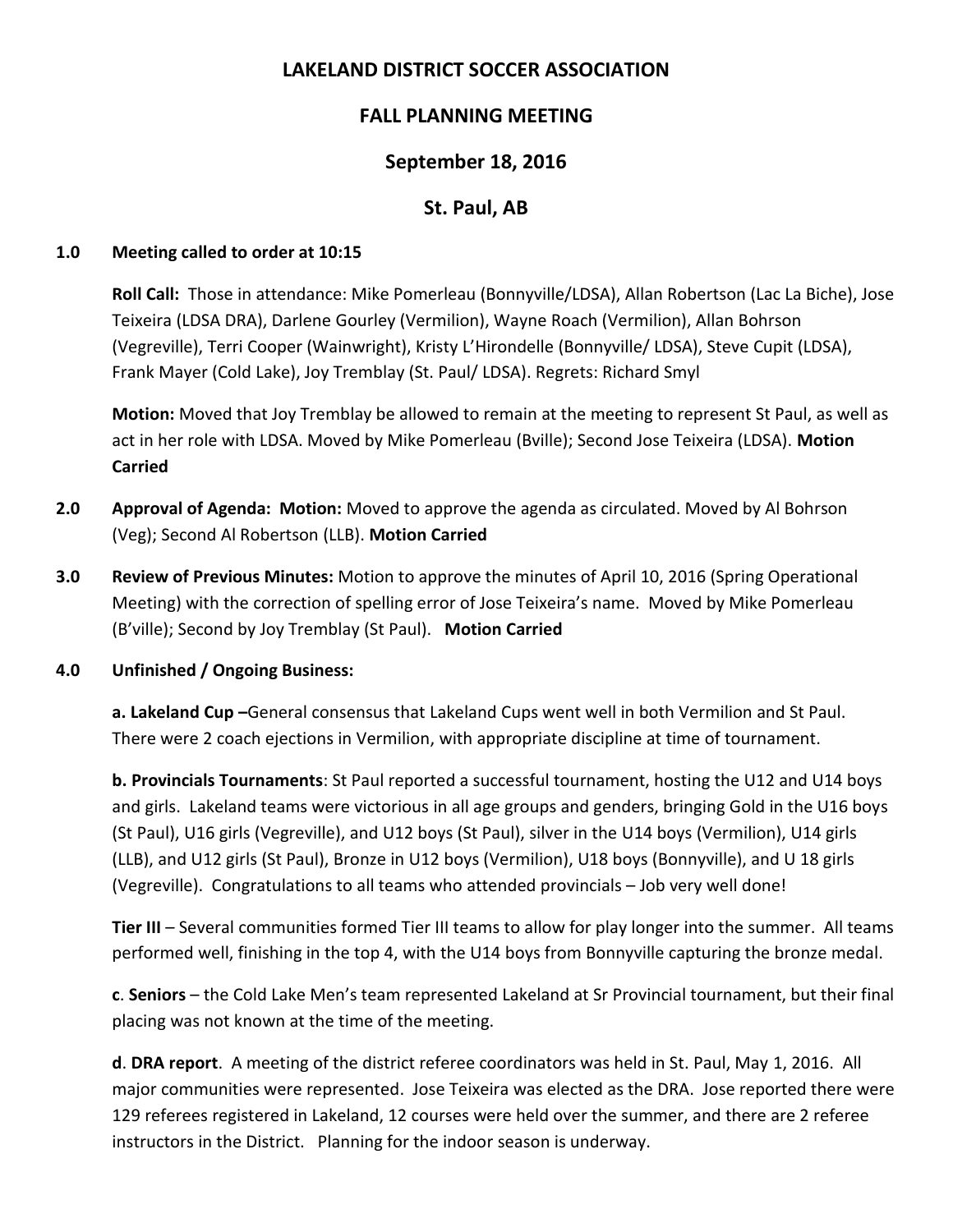# LAKELAND DISTRICT SOCCER ASSOCIATION

## FALL PLANNING MEETING

## September 18, 2016

## St. Paul, AB

**1.0 Meeting called to order at 10:15**

**Roll Call:** Those in attendance: Mike Pomerleau (Bonnyville/LDSA), Allan Robertson (Lac La Biche), Jose Teixeira (LDSA DRA), Darlene Gourley (Vermilion), Wayne Roach (Vermilion), Allan Bohrson (Vegreville), Terri Cooper (Wainwright), Kristy L'Hirondelle (Bonnyville/ LDSA), Steve Cupit (LDSA), Frank Mayer (Cold Lake), Joy Tremblay (St. Paul/ LDSA). Regrets: Richard Smyl

**Motion:** Moved that Joy Tremblay be allowed to remain at the meeting to represent St Paul, as well as act in her role with LDSA. Moved by Mike Pomerleau (Bville); Second Jose Teixeira (LDSA). **Motion Carried**

**2.0 Approval of Agenda: Motion:** Moved to approve the agenda as circulated. Moved by Al Bohrson (Veg); Second Al Robertson (LLB). **Motion Carried**

**3.0 Review of Previous Minutes:** Motion to approve the minutes of April 10, 2016 (Spring Operational Meeting) with the correction of spelling error of Jose Teixeira's name. Moved by Mike Pomerleau (B'ville); Second by Joy Tremblay (St Paul). **Motion Carried**

**4.0 Unfinished / Ongoing Business:**

**a. Lakeland Cup –**General consensus that Lakeland Cups went well in both Vermilion and St Paul. There were 2 coach ejections in Vermilion, with appropriate discipline at time of tournament.

**b. Provincials Tournaments**: St Paul reported a successful tournament, hosting the U12 and U14 boys and girls. Lakeland teams were victorious in all age groups and genders, bringing Gold in the U16 boys (St Paul), U16 girls (Vegreville), and U12 boys (St Paul), silver in the U14 boys (Vermilion), U14 girls (LLB), and U12 girls (St Paul), Bronze in U12 boys (Vermilion), U18 boys (Bonnyville), and U 18 girls (Vegreville). Congratulations to all teams who attended provincials – Job very well done!

**Tier III** – Several communities formed Tier III teams to allow for play longer into the summer. All teams performed well, finishing in the top 4, with the U14 boys from Bonnyville capturing the bronze medal.

**c**. **Seniors** – the Cold Lake Men's team represented Lakeland at Sr Provincial tournament, but their final placing was not known at the time of the meeting.

**d**. **DRA report**. A meeting of the district referee coordinators was held in St. Paul, May 1, 2016. All major communities were represented. Jose Teixeira was elected as the DRA. Jose reported there were 129 referees registered in Lakeland, 12 courses were held over the summer, and there are 2 referee instructors in the District. Planning for the indoor season is underway.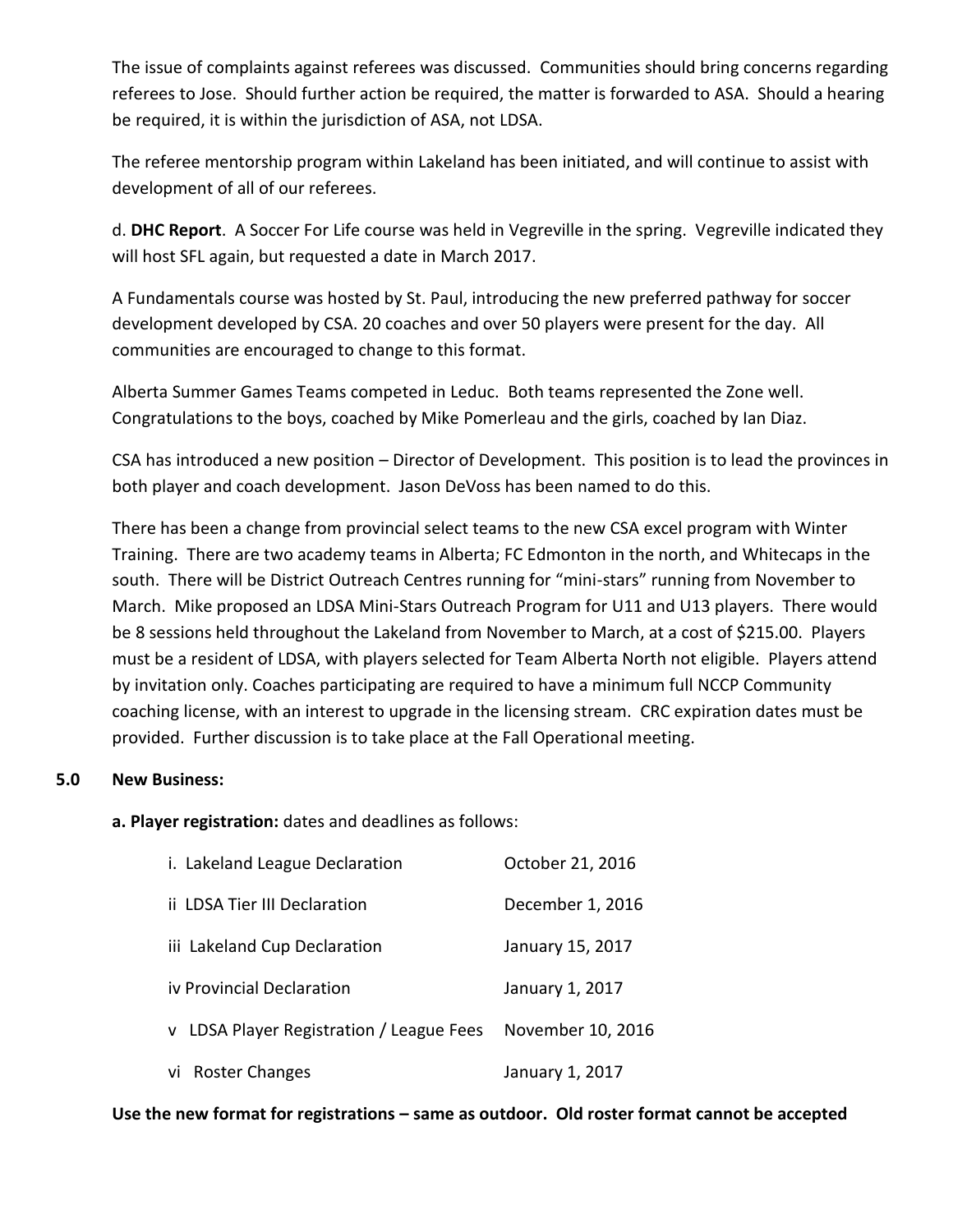The issue of complaints against referees was discussed. Communities should bring concerns regarding referees to Jose. Should further action be required, the matter is forwarded to ASA. Should a hearing be required, it is within the jurisdiction of ASA, not LDSA.

The referee mentorship program within Lakeland has been initiated, and will continue to assist with development of all of our referees.

d. **DHC Report**. A Soccer For Life course was held in Vegreville in the spring. Vegreville indicated they will host SFL again, but requested a date in March 2017.

A Fundamentals course was hosted by St. Paul, introducing the new preferred pathway for soccer development developed by CSA. 20 coaches and over 50 players were present for the day. All communities are encouraged to change to this format.

Alberta Summer Games Teams competed in Leduc. Both teams represented the Zone well. Congratulations to the boys, coached by Mike Pomerleau and the girls, coached by Ian Diaz.

CSA has introduced a new position – Director of Development. This position is to lead the provinces in both player and coach development. Jason DeVoss has been named to do this.

There has been a change from provincial select teams to the new CSA excel program with Winter Training. There are two academy teams in Alberta; FC Edmonton in the north, and Whitecaps in the south. There will be District Outreach Centres running for "mini-stars" running from November to March. Mike proposed an LDSA Mini-Stars Outreach Program for U11 and U13 players. There would be 8 sessions held throughout the Lakeland from November to March, at a cost of $215.00. Players must be a resident of LDSA, with players selected for Team Alberta North not eligible. Players attend by invitation only. Coaches participating are required to have a minimum full NCCP Community coaching license, with an interest to upgrade in the licensing stream. CRC expiration dates must be provided. Further discussion is to take place at the Fall Operational meeting.

## 5.0 New Business:

**a. Player registration:** dates and deadlines as follows:

| | |
|---|---|
| i. Lakeland League Declaration | October 21, 2016 |
| ii LDSA Tier III Declaration | December 1, 2016 |
| iii Lakeland Cup Declaration | January 15, 2017 |
| iv Provincial Declaration | January 1, 2017 |
| v LDSA Player Registration / League Fees | November 10, 2016 |
| vi Roster Changes | January 1, 2017 |

**Use the new format for registrations – same as outdoor. Old roster format cannot be accepted**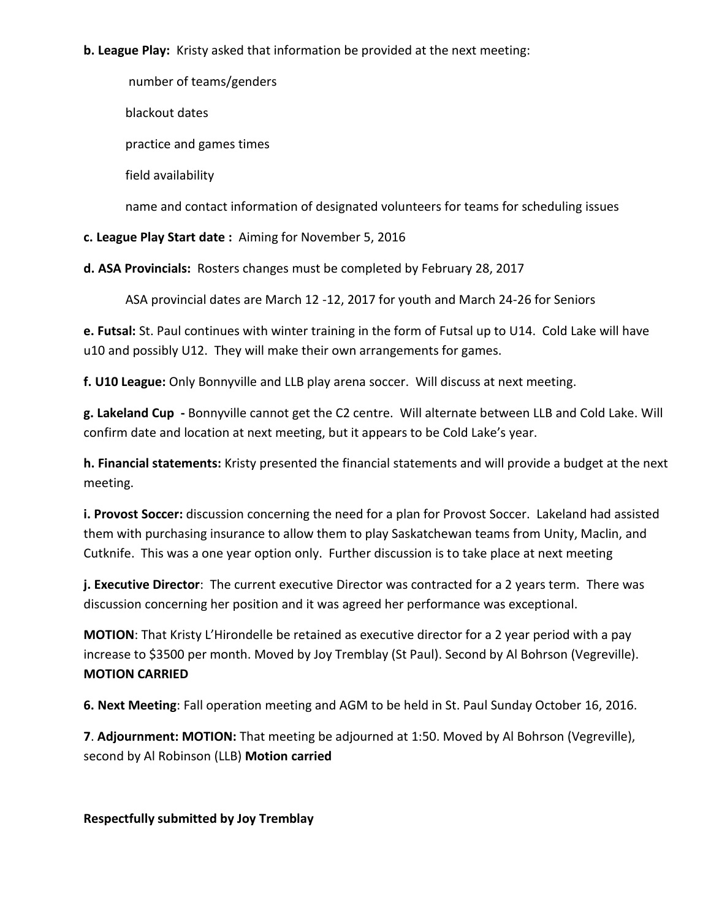**b. League Play:** Kristy asked that information be provided at the next meeting:

number of teams/genders

blackout dates

practice and games times

field availability

name and contact information of designated volunteers for teams for scheduling issues

**c. League Play Start date :** Aiming for November 5, 2016

**d. ASA Provincials:** Rosters changes must be completed by February 28, 2017

ASA provincial dates are March 12 -12, 2017 for youth and March 24-26 for Seniors

**e. Futsal:** St. Paul continues with winter training in the form of Futsal up to U14. Cold Lake will have u10 and possibly U12. They will make their own arrangements for games.

**f. U10 League:** Only Bonnyville and LLB play arena soccer. Will discuss at next meeting.

**g. Lakeland Cup -** Bonnyville cannot get the C2 centre. Will alternate between LLB and Cold Lake. Will confirm date and location at next meeting, but it appears to be Cold Lake's year.

**h. Financial statements:** Kristy presented the financial statements and will provide a budget at the next meeting.

**i. Provost Soccer:** discussion concerning the need for a plan for Provost Soccer. Lakeland had assisted them with purchasing insurance to allow them to play Saskatchewan teams from Unity, Maclin, and Cutknife. This was a one year option only. Further discussion is to take place at next meeting

**j. Executive Director**: The current executive Director was contracted for a 2 years term. There was discussion concerning her position and it was agreed her performance was exceptional.

**MOTION**: That Kristy L'Hirondelle be retained as executive director for a 2 year period with a pay increase to $3500 per month. Moved by Joy Tremblay (St Paul). Second by Al Bohrson (Vegreville). **MOTION CARRIED**

**6. Next Meeting**: Fall operation meeting and AGM to be held in St. Paul Sunday October 16, 2016.

**7**. **Adjournment: MOTION:** That meeting be adjourned at 1:50. Moved by Al Bohrson (Vegreville), second by Al Robinson (LLB) **Motion carried**

**Respectfully submitted by Joy Tremblay**